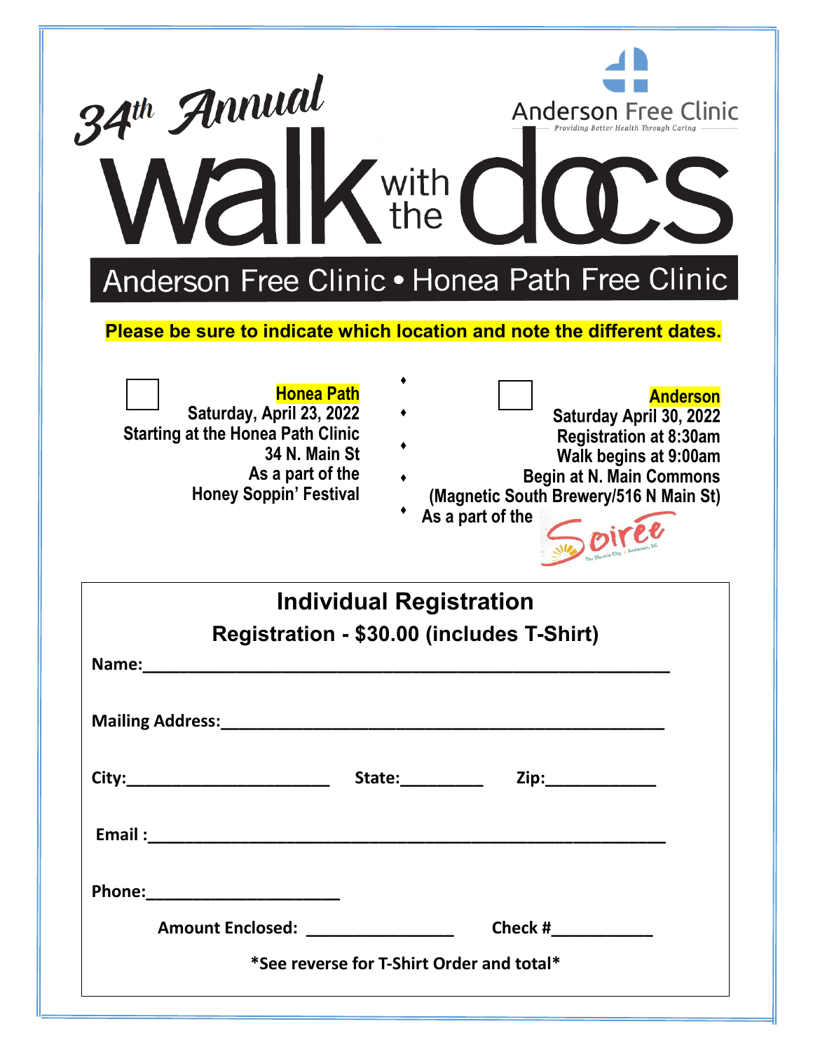# 34th Annual Walk with the Docs

Anderson Free Clinic — *Providing Better Health Through Caring*

## Anderson Free Clinic • Honea Path Free Clinic

**Please be sure to indicate which location and note the different dates.**

☐ **Honea Path**
Saturday, April 23, 2022
Starting at the Honea Path Clinic
34 N. Main St
As a part of the
Honey Soppin' Festival

☐ **Anderson**
Saturday April 30, 2022
Registration at 8:30am
Walk begins at 9:00am
Begin at N. Main Commons
(Magnetic South Brewery/516 N Main St)
As a part of the Soiree — The Electric City • Anderson, SC

## Individual Registration

### Registration - $30.00 (includes T-Shirt)

**Name:**_______________________________________________

**Mailing Address:**_______________________________________

**City:**____________________ **State:**_________ **Zip:**____________

**Email :**_______________________________________________

**Phone:**____________________

**Amount Enclosed:** ________________ **Check #**___________

***See reverse for T-Shirt Order and total***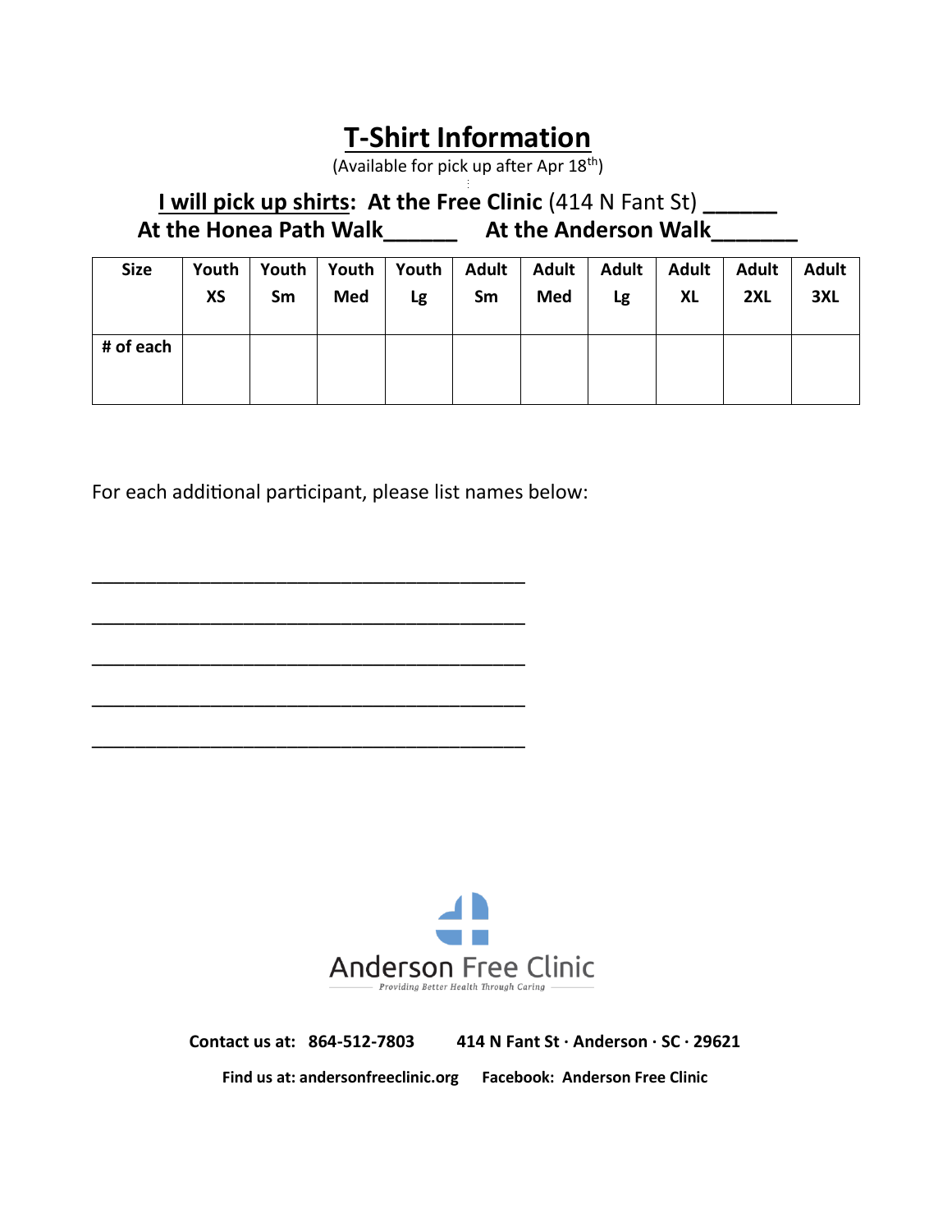# T-Shirt Information

(Available for pick up after Apr 18th)

**I will pick up shirts: At the Free Clinic** (414 N Fant St) ______

**At the Honea Path Walk______ At the Anderson Walk_______**

| Size | Youth XS | Youth Sm | Youth Med | Youth Lg | Adult Sm | Adult Med | Adult Lg | Adult XL | Adult 2XL | Adult 3XL |
|---|---|---|---|---|---|---|---|---|---|---|
| # of each | | | | | | | | | | |

For each additional participant, please list names below:

___________________________________________

___________________________________________

___________________________________________

___________________________________________

___________________________________________

Anderson Free Clinic

*Providing Better Health Through Caring*

**Contact us at: 864-512-7803 414 N Fant St · Anderson · SC · 29621**

**Find us at: andersonfreeclinic.org Facebook: Anderson Free Clinic**